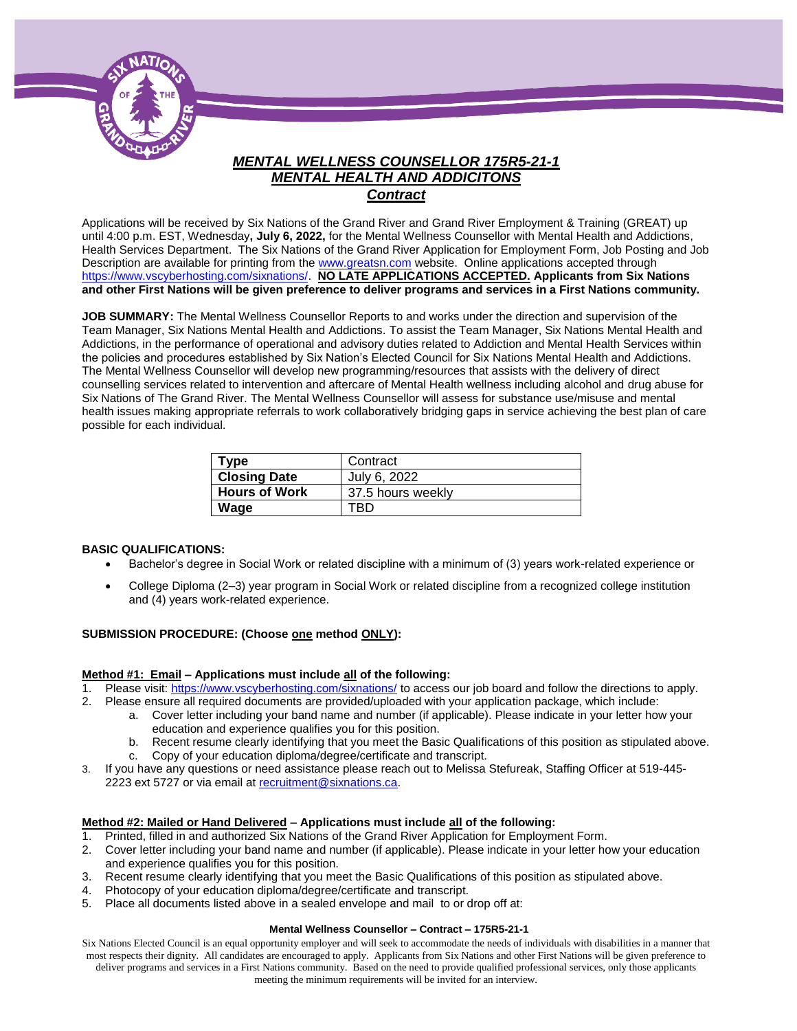# *MENTAL WELLNESS COUNSELLOR 175R5-21-1*
## *MENTAL HEALTH AND ADDICITONS*
### *Contract*

Applications will be received by Six Nations of the Grand River and Grand River Employment & Training (GREAT) up until 4:00 p.m. EST, Wednesday**, July 6, 2022,** for the Mental Wellness Counsellor with Mental Health and Addictions, Health Services Department. The Six Nations of the Grand River Application for Employment Form, Job Posting and Job Description are available for printing from the www.greatsn.com website. Online applications accepted through https://www.vscyberhosting.com/sixnations/. **NO LATE APPLICATIONS ACCEPTED. Applicants from Six Nations and other First Nations will be given preference to deliver programs and services in a First Nations community.**

**JOB SUMMARY:** The Mental Wellness Counsellor Reports to and works under the direction and supervision of the Team Manager, Six Nations Mental Health and Addictions. To assist the Team Manager, Six Nations Mental Health and Addictions, in the performance of operational and advisory duties related to Addiction and Mental Health Services within the policies and procedures established by Six Nation's Elected Council for Six Nations Mental Health and Addictions. The Mental Wellness Counsellor will develop new programming/resources that assists with the delivery of direct counselling services related to intervention and aftercare of Mental Health wellness including alcohol and drug abuse for Six Nations of The Grand River. The Mental Wellness Counsellor will assess for substance use/misuse and mental health issues making appropriate referrals to work collaboratively bridging gaps in service achieving the best plan of care possible for each individual.

| **Type** | Contract |
|---|---|
| **Closing Date** | July 6, 2022 |
| **Hours of Work** | 37.5 hours weekly |
| **Wage** | TBD |

**BASIC QUALIFICATIONS:**

- Bachelor's degree in Social Work or related discipline with a minimum of (3) years work-related experience or
- College Diploma (2–3) year program in Social Work or related discipline from a recognized college institution and (4) years work-related experience.

**SUBMISSION PROCEDURE: (Choose one method ONLY):**

**Method #1: Email – Applications must include all of the following:**

1. Please visit: https://www.vscyberhosting.com/sixnations/ to access our job board and follow the directions to apply.
2. Please ensure all required documents are provided/uploaded with your application package, which include:
   a. Cover letter including your band name and number (if applicable). Please indicate in your letter how your education and experience qualifies you for this position.
   b. Recent resume clearly identifying that you meet the Basic Qualifications of this position as stipulated above.
   c. Copy of your education diploma/degree/certificate and transcript.
3. If you have any questions or need assistance please reach out to Melissa Stefureak, Staffing Officer at 519-445-2223 ext 5727 or via email at recruitment@sixnations.ca.

**Method #2: Mailed or Hand Delivered – Applications must include all of the following:**

1. Printed, filled in and authorized Six Nations of the Grand River Application for Employment Form.
2. Cover letter including your band name and number (if applicable). Please indicate in your letter how your education and experience qualifies you for this position.
3. Recent resume clearly identifying that you meet the Basic Qualifications of this position as stipulated above.
4. Photocopy of your education diploma/degree/certificate and transcript.
5. Place all documents listed above in a sealed envelope and mail to or drop off at:

Six Nations Elected Council is an equal opportunity employer and will seek to accommodate the needs of individuals with disabilities in a manner that most respects their dignity. All candidates are encouraged to apply. Applicants from Six Nations and other First Nations will be given preference to deliver programs and services in a First Nations community. Based on the need to provide qualified professional services, only those applicants meeting the minimum requirements will be invited for an interview.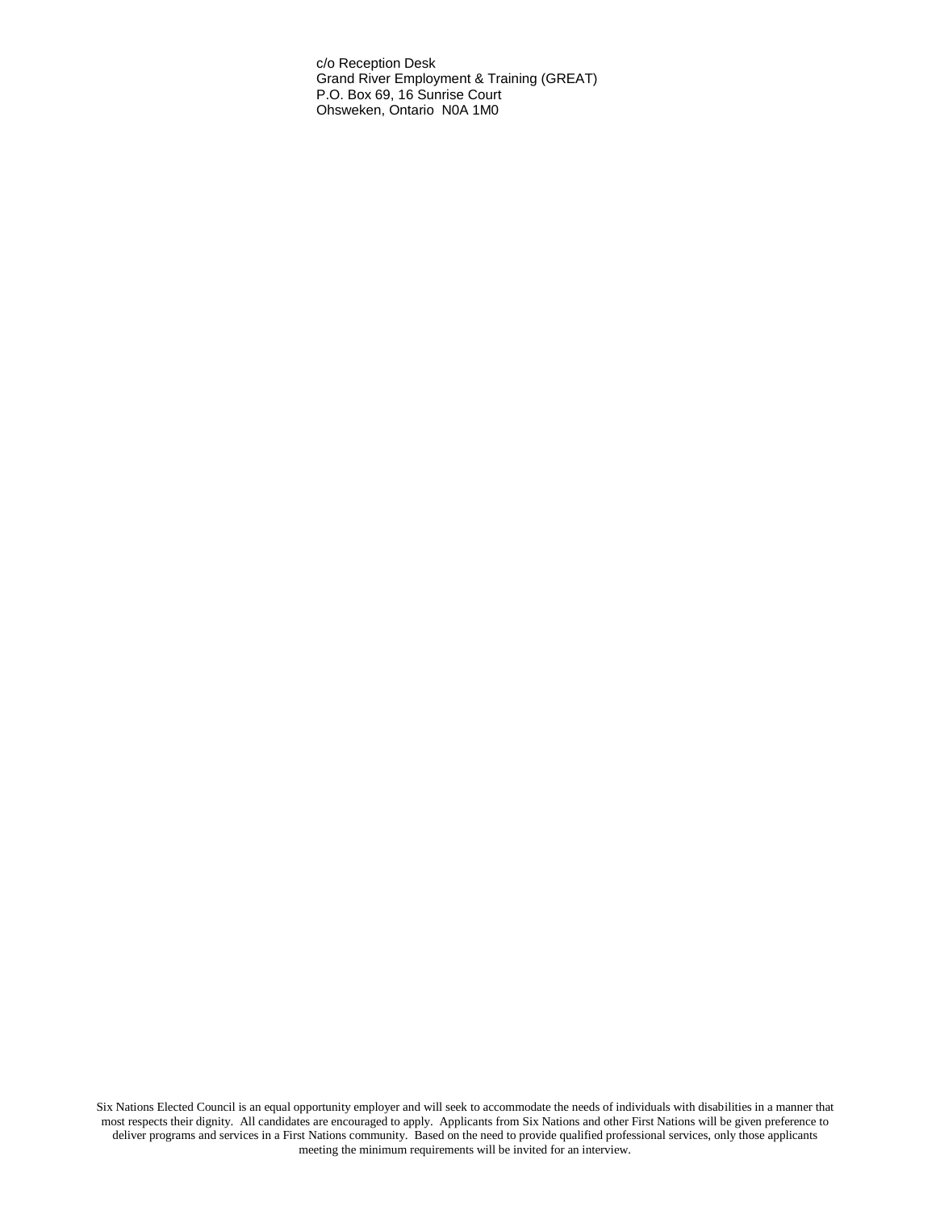c/o Reception Desk
Grand River Employment & Training (GREAT)
P.O. Box 69, 16 Sunrise Court
Ohsweken, Ontario  N0A 1M0

Six Nations Elected Council is an equal opportunity employer and will seek to accommodate the needs of individuals with disabilities in a manner that most respects their dignity. All candidates are encouraged to apply. Applicants from Six Nations and other First Nations will be given preference to deliver programs and services in a First Nations community. Based on the need to provide qualified professional services, only those applicants meeting the minimum requirements will be invited for an interview.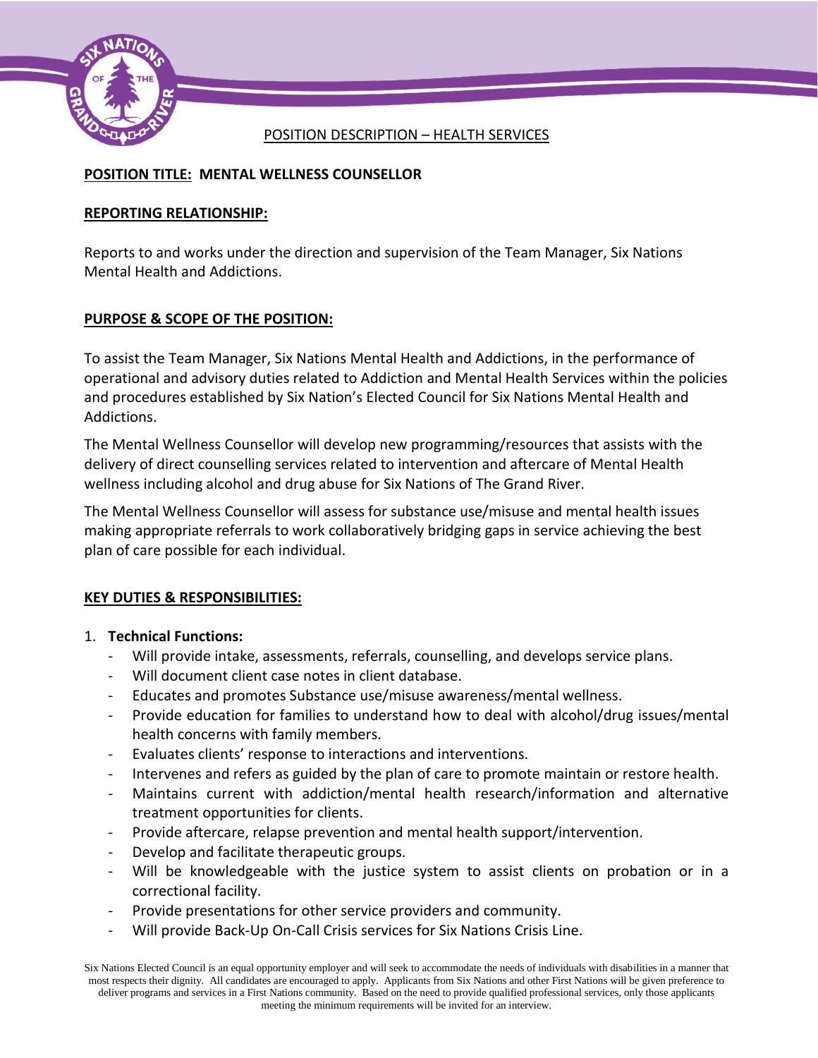POSITION DESCRIPTION – HEALTH SERVICES

**POSITION TITLE: MENTAL WELLNESS COUNSELLOR**

**REPORTING RELATIONSHIP:**

Reports to and works under the direction and supervision of the Team Manager, Six Nations Mental Health and Addictions.

**PURPOSE & SCOPE OF THE POSITION:**

To assist the Team Manager, Six Nations Mental Health and Addictions, in the performance of operational and advisory duties related to Addiction and Mental Health Services within the policies and procedures established by Six Nation's Elected Council for Six Nations Mental Health and Addictions.

The Mental Wellness Counsellor will develop new programming/resources that assists with the delivery of direct counselling services related to intervention and aftercare of Mental Health wellness including alcohol and drug abuse for Six Nations of The Grand River.

The Mental Wellness Counsellor will assess for substance use/misuse and mental health issues making appropriate referrals to work collaboratively bridging gaps in service achieving the best plan of care possible for each individual.

**KEY DUTIES & RESPONSIBILITIES:**

1. **Technical Functions:**
   - Will provide intake, assessments, referrals, counselling, and develops service plans.
   - Will document client case notes in client database.
   - Educates and promotes Substance use/misuse awareness/mental wellness.
   - Provide education for families to understand how to deal with alcohol/drug issues/mental health concerns with family members.
   - Evaluates clients' response to interactions and interventions.
   - Intervenes and refers as guided by the plan of care to promote maintain or restore health.
   - Maintains current with addiction/mental health research/information and alternative treatment opportunities for clients.
   - Provide aftercare, relapse prevention and mental health support/intervention.
   - Develop and facilitate therapeutic groups.
   - Will be knowledgeable with the justice system to assist clients on probation or in a correctional facility.
   - Provide presentations for other service providers and community.
   - Will provide Back-Up On-Call Crisis services for Six Nations Crisis Line.

Six Nations Elected Council is an equal opportunity employer and will seek to accommodate the needs of individuals with disabilities in a manner that most respects their dignity. All candidates are encouraged to apply. Applicants from Six Nations and other First Nations will be given preference to deliver programs and services in a First Nations community. Based on the need to provide qualified professional services, only those applicants meeting the minimum requirements will be invited for an interview.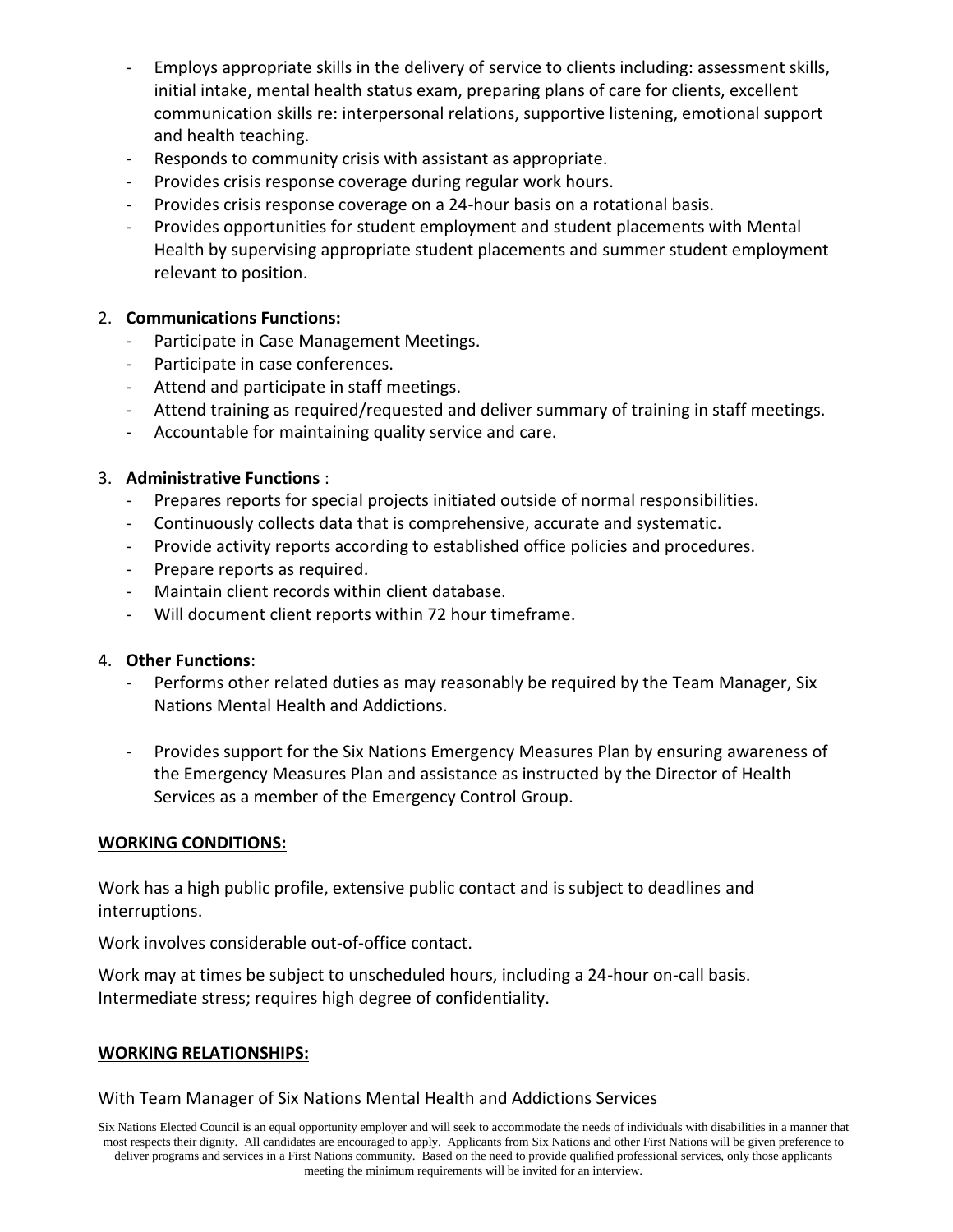- Employs appropriate skills in the delivery of service to clients including: assessment skills, initial intake, mental health status exam, preparing plans of care for clients, excellent communication skills re: interpersonal relations, supportive listening, emotional support and health teaching.
- Responds to community crisis with assistant as appropriate.
- Provides crisis response coverage during regular work hours.
- Provides crisis response coverage on a 24-hour basis on a rotational basis.
- Provides opportunities for student employment and student placements with Mental Health by supervising appropriate student placements and summer student employment relevant to position.

2. **Communications Functions:**
   - Participate in Case Management Meetings.
   - Participate in case conferences.
   - Attend and participate in staff meetings.
   - Attend training as required/requested and deliver summary of training in staff meetings.
   - Accountable for maintaining quality service and care.

3. **Administrative Functions** :
   - Prepares reports for special projects initiated outside of normal responsibilities.
   - Continuously collects data that is comprehensive, accurate and systematic.
   - Provide activity reports according to established office policies and procedures.
   - Prepare reports as required.
   - Maintain client records within client database.
   - Will document client reports within 72 hour timeframe.

4. **Other Functions**:
   - Performs other related duties as may reasonably be required by the Team Manager, Six Nations Mental Health and Addictions.
   - Provides support for the Six Nations Emergency Measures Plan by ensuring awareness of the Emergency Measures Plan and assistance as instructed by the Director of Health Services as a member of the Emergency Control Group.

**WORKING CONDITIONS:**

Work has a high public profile, extensive public contact and is subject to deadlines and interruptions.

Work involves considerable out-of-office contact.

Work may at times be subject to unscheduled hours, including a 24-hour on-call basis. Intermediate stress; requires high degree of confidentiality.

**WORKING RELATIONSHIPS:**

With Team Manager of Six Nations Mental Health and Addictions Services

Six Nations Elected Council is an equal opportunity employer and will seek to accommodate the needs of individuals with disabilities in a manner that most respects their dignity. All candidates are encouraged to apply. Applicants from Six Nations and other First Nations will be given preference to deliver programs and services in a First Nations community. Based on the need to provide qualified professional services, only those applicants meeting the minimum requirements will be invited for an interview.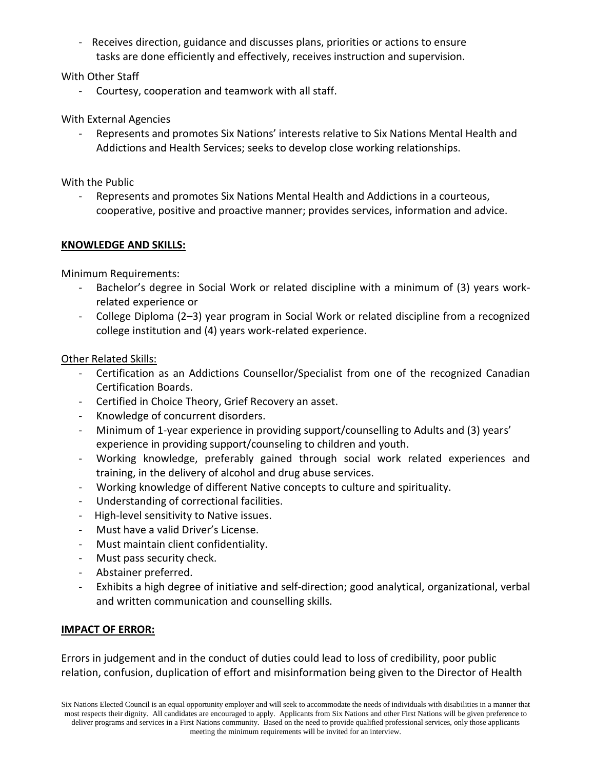- Receives direction, guidance and discusses plans, priorities or actions to ensure tasks are done efficiently and effectively, receives instruction and supervision.

With Other Staff

- Courtesy, cooperation and teamwork with all staff.

With External Agencies

- Represents and promotes Six Nations' interests relative to Six Nations Mental Health and Addictions and Health Services; seeks to develop close working relationships.

With the Public

- Represents and promotes Six Nations Mental Health and Addictions in a courteous, cooperative, positive and proactive manner; provides services, information and advice.

**KNOWLEDGE AND SKILLS:**

Minimum Requirements:

- Bachelor's degree in Social Work or related discipline with a minimum of (3) years work-related experience or
- College Diploma (2–3) year program in Social Work or related discipline from a recognized college institution and (4) years work-related experience.

Other Related Skills:

- Certification as an Addictions Counsellor/Specialist from one of the recognized Canadian Certification Boards.
- Certified in Choice Theory, Grief Recovery an asset.
- Knowledge of concurrent disorders.
- Minimum of 1-year experience in providing support/counselling to Adults and (3) years' experience in providing support/counseling to children and youth.
- Working knowledge, preferably gained through social work related experiences and training, in the delivery of alcohol and drug abuse services.
- Working knowledge of different Native concepts to culture and spirituality.
- Understanding of correctional facilities.
- High-level sensitivity to Native issues.
- Must have a valid Driver's License.
- Must maintain client confidentiality.
- Must pass security check.
- Abstainer preferred.
- Exhibits a high degree of initiative and self-direction; good analytical, organizational, verbal and written communication and counselling skills.

**IMPACT OF ERROR:**

Errors in judgement and in the conduct of duties could lead to loss of credibility, poor public relation, confusion, duplication of effort and misinformation being given to the Director of Health

Six Nations Elected Council is an equal opportunity employer and will seek to accommodate the needs of individuals with disabilities in a manner that most respects their dignity. All candidates are encouraged to apply. Applicants from Six Nations and other First Nations will be given preference to deliver programs and services in a First Nations community. Based on the need to provide qualified professional services, only those applicants meeting the minimum requirements will be invited for an interview.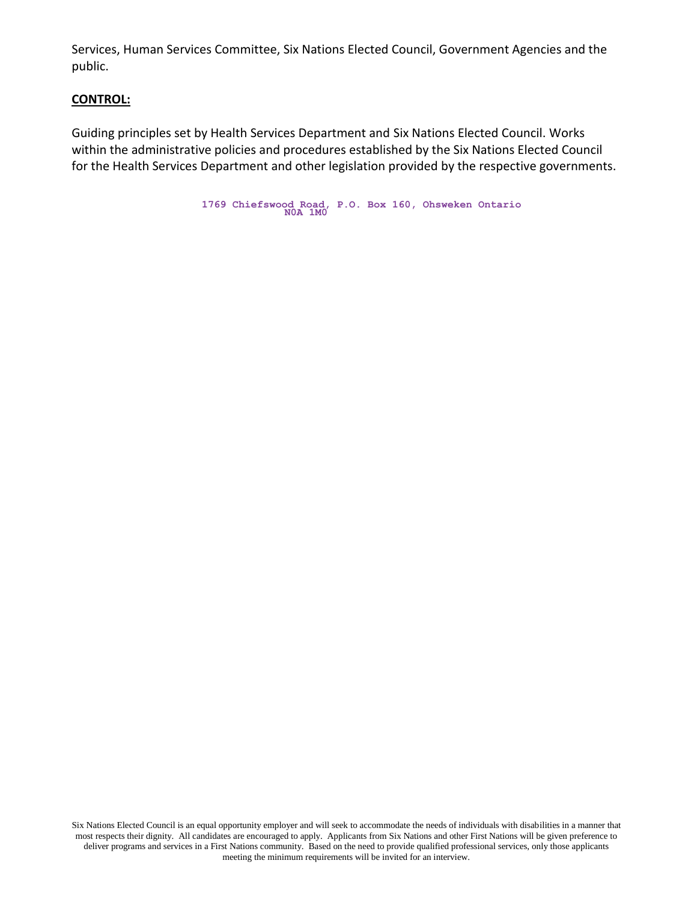Services, Human Services Committee, Six Nations Elected Council, Government Agencies and the public.

**CONTROL:**

Guiding principles set by Health Services Department and Six Nations Elected Council. Works within the administrative policies and procedures established by the Six Nations Elected Council for the Health Services Department and other legislation provided by the respective governments.

**1769 Chiefswood Road, P.O. Box 160, Ohsweken Ontario N0A 1M0**

Six Nations Elected Council is an equal opportunity employer and will seek to accommodate the needs of individuals with disabilities in a manner that most respects their dignity. All candidates are encouraged to apply. Applicants from Six Nations and other First Nations will be given preference to deliver programs and services in a First Nations community. Based on the need to provide qualified professional services, only those applicants meeting the minimum requirements will be invited for an interview.